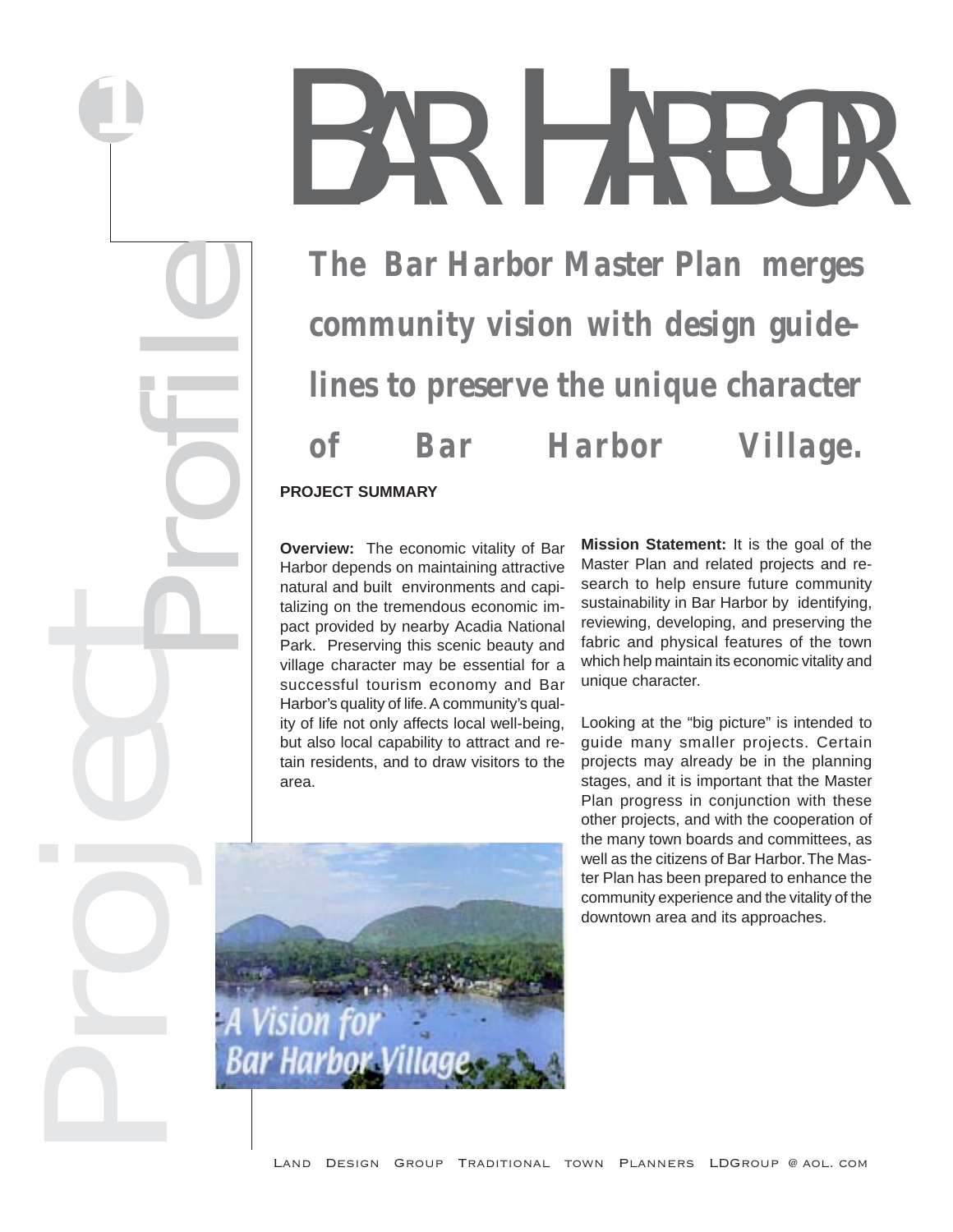# BAR HARBOR

## Project Profile

**The Bar Harbor Master Plan merges community vision with design guidelines to preserve the unique character of Bar Harbor Village.**

### PROJECT SUMMARY

**Overview:** The economic vitality of Bar Harbor depends on maintaining attractive natural and built environments and capitalizing on the tremendous economic impact provided by nearby Acadia National Park. Preserving this scenic beauty and village character may be essential for a successful tourism economy and Bar Harbor's quality of life. A community's quality of life not only affects local well-being, but also local capability to attract and retain residents, and to draw visitors to the area.

A Vision for Bar Harbor Village

**Mission Statement:** It is the goal of the Master Plan and related projects and research to help ensure future community sustainability in Bar Harbor by identifying, reviewing, developing, and preserving the fabric and physical features of the town which help maintain its economic vitality and unique character.

Looking at the "big picture" is intended to guide many smaller projects. Certain projects may already be in the planning stages, and it is important that the Master Plan progress in conjunction with these other projects, and with the cooperation of the many town boards and committees, as well as the citizens of Bar Harbor. The Master Plan has been prepared to enhance the community experience and the vitality of the downtown area and its approaches.

LAND DESIGN GROUP TRADITIONAL TOWN PLANNERS LDGROUP @ AOL. COM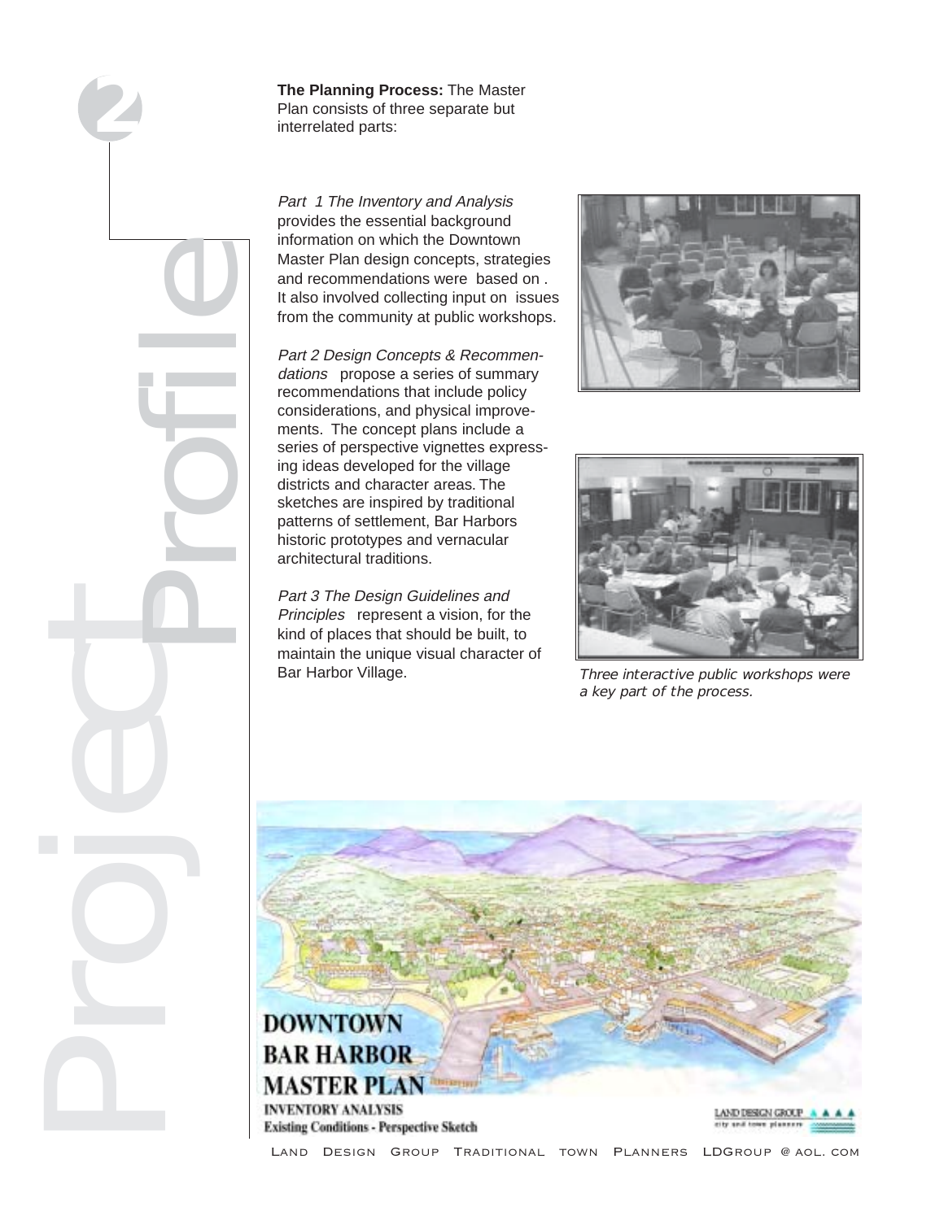**The Planning Process:** The Master Plan consists of three separate but interrelated parts:

*Part 1 The Inventory and Analysis* provides the essential background information on which the Downtown Master Plan design concepts, strategies and recommendations were based on . It also involved collecting input on issues from the community at public workshops.

*Part 2 Design Concepts & Recommendations* propose a series of summary recommendations that include policy considerations, and physical improvements. The concept plans include a series of perspective vignettes expressing ideas developed for the village districts and character areas. The sketches are inspired by traditional patterns of settlement, Bar Harbors historic prototypes and vernacular architectural traditions.

*Part 3 The Design Guidelines and Principles* represent a vision, for the kind of places that should be built, to maintain the unique visual character of Bar Harbor Village.

*Three interactive public workshops were a key part of the process.*

**DOWNTOWN BAR HARBOR MASTER PLAN**

**INVENTORY ANALYSIS**

**Existing Conditions - Perspective Sketch**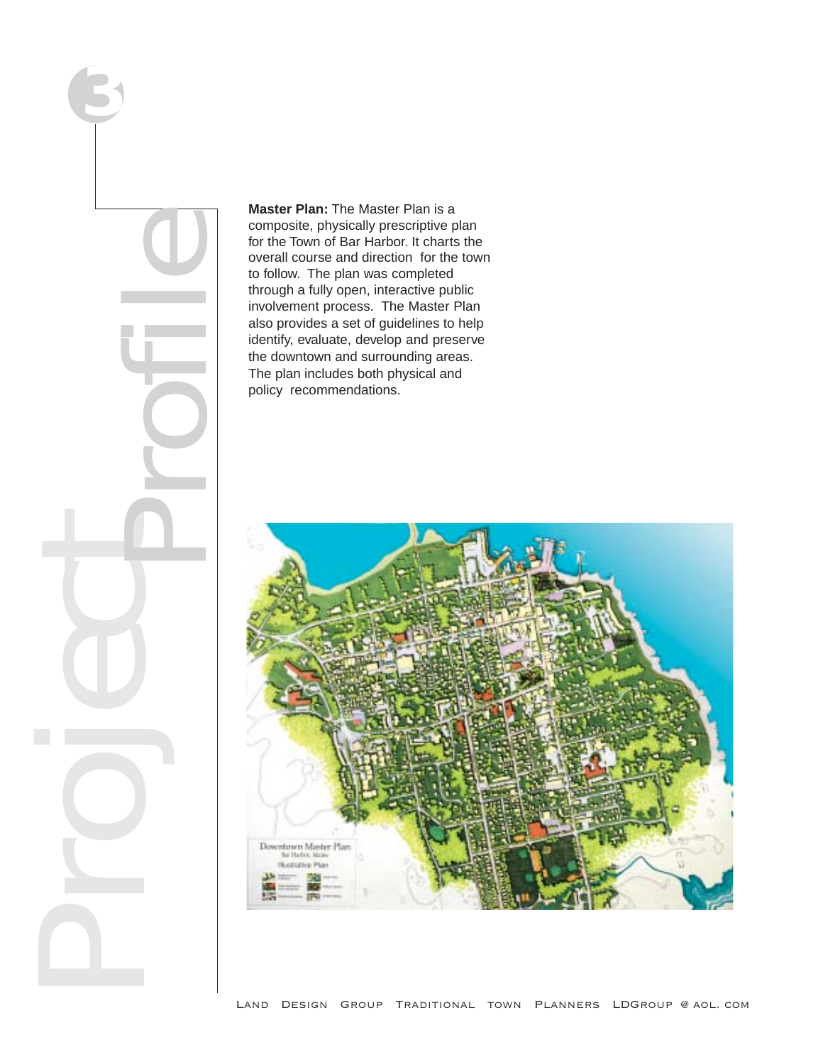3

# Project Profile

**Master Plan:** The Master Plan is a composite, physically prescriptive plan for the Town of Bar Harbor. It charts the overall course and direction for the town to follow. The plan was completed through a fully open, interactive public involvement process. The Master Plan also provides a set of guidelines to help identify, evaluate, develop and preserve the downtown and surrounding areas. The plan includes both physical and policy recommendations.

Downtown Master Plan
Bar Harbor, Maine
Illustrative Plan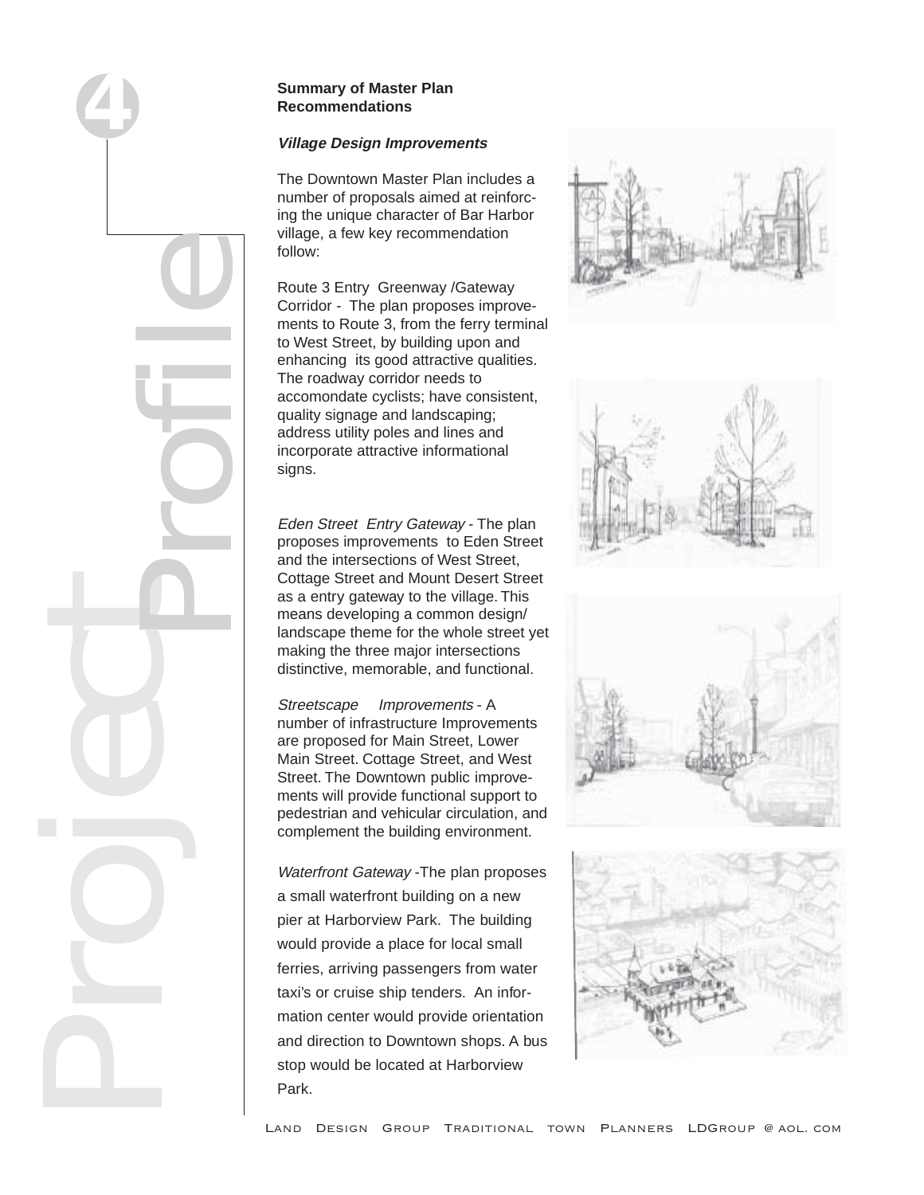## Summary of Master Plan Recommendations

### *Village Design Improvements*

The Downtown Master Plan includes a number of proposals aimed at reinforcing the unique character of Bar Harbor village, a few key recommendation follow:

Route 3 Entry Greenway /Gateway Corridor - The plan proposes improvements to Route 3, from the ferry terminal to West Street, by building upon and enhancing its good attractive qualities. The roadway corridor needs to accomondate cyclists; have consistent, quality signage and landscaping; address utility poles and lines and incorporate attractive informational signs.

*Eden Street Entry Gateway* - The plan proposes improvements to Eden Street and the intersections of West Street, Cottage Street and Mount Desert Street as a entry gateway to the village. This means developing a common design/ landscape theme for the whole street yet making the three major intersections distinctive, memorable, and functional.

*Streetscape Improvements* - A number of infrastructure Improvements are proposed for Main Street, Lower Main Street. Cottage Street, and West Street. The Downtown public improvements will provide functional support to pedestrian and vehicular circulation, and complement the building environment.

*Waterfront Gateway* -The plan proposes a small waterfront building on a new pier at Harborview Park. The building would provide a place for local small ferries, arriving passengers from water taxi's or cruise ship tenders. An information center would provide orientation and direction to Downtown shops. A bus stop would be located at Harborview Park.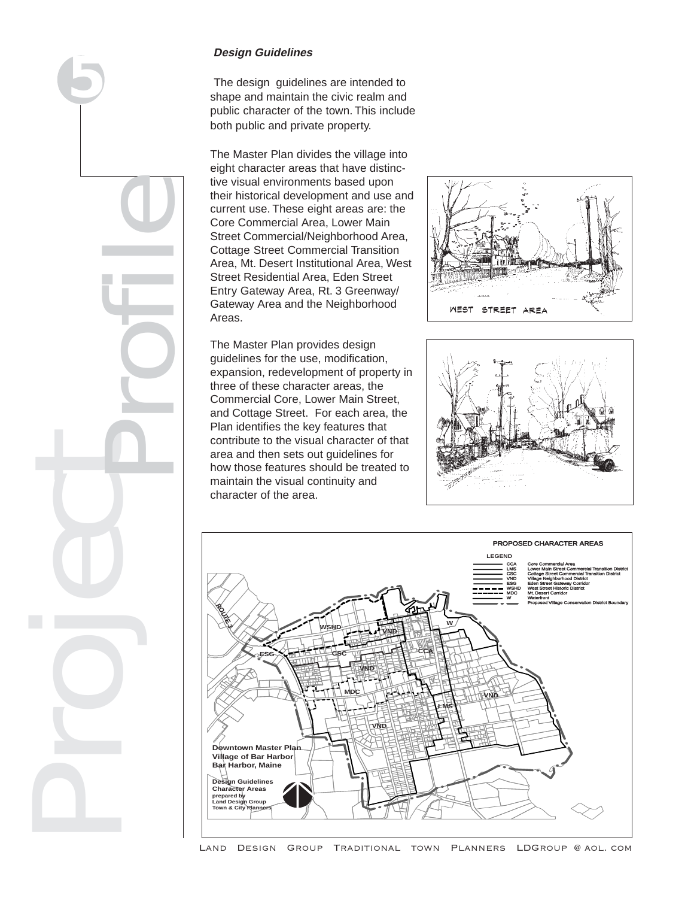### *Design Guidelines*

The design guidelines are intended to shape and maintain the civic realm and public character of the town. This include both public and private property.

The Master Plan divides the village into eight character areas that have distinctive visual environments based upon their historical development and use and current use. These eight areas are: the Core Commercial Area, Lower Main Street Commercial/Neighborhood Area, Cottage Street Commercial Transition Area, Mt. Desert Institutional Area, West Street Residential Area, Eden Street Entry Gateway Area, Rt. 3 Greenway/ Gateway Area and the Neighborhood Areas.

The Master Plan provides design guidelines for the use, modification, expansion, redevelopment of property in three of these character areas, the Commercial Core, Lower Main Street, and Cottage Street. For each area, the Plan identifies the key features that contribute to the visual character of that area and then sets out guidelines for how those features should be treated to maintain the visual continuity and character of the area.

WEST STREET AREA

**PROPOSED CHARACTER AREAS**

LEGEND

| Code | Area |
|---|---|
| CCA | Core Commercial Area |
| LMS | Lower Main Street Commercial Transition District |
| CSC | Cottage Street Commercial Transition District |
| VND | Village Neighborhood District |
| ESG | Eden Street Gateway Corridor |
| WSHD | West Street Historic District |
| MDC | Mt. Desert Corridor |
| W | Waterfront |
| | Proposed Village Conservation District Boundary |

Downtown Master Plan
Village of Bar Harbor
Bar Harbor, Maine

Design Guidelines
Character Areas
prepared by
Land Design Group
Town & City Planners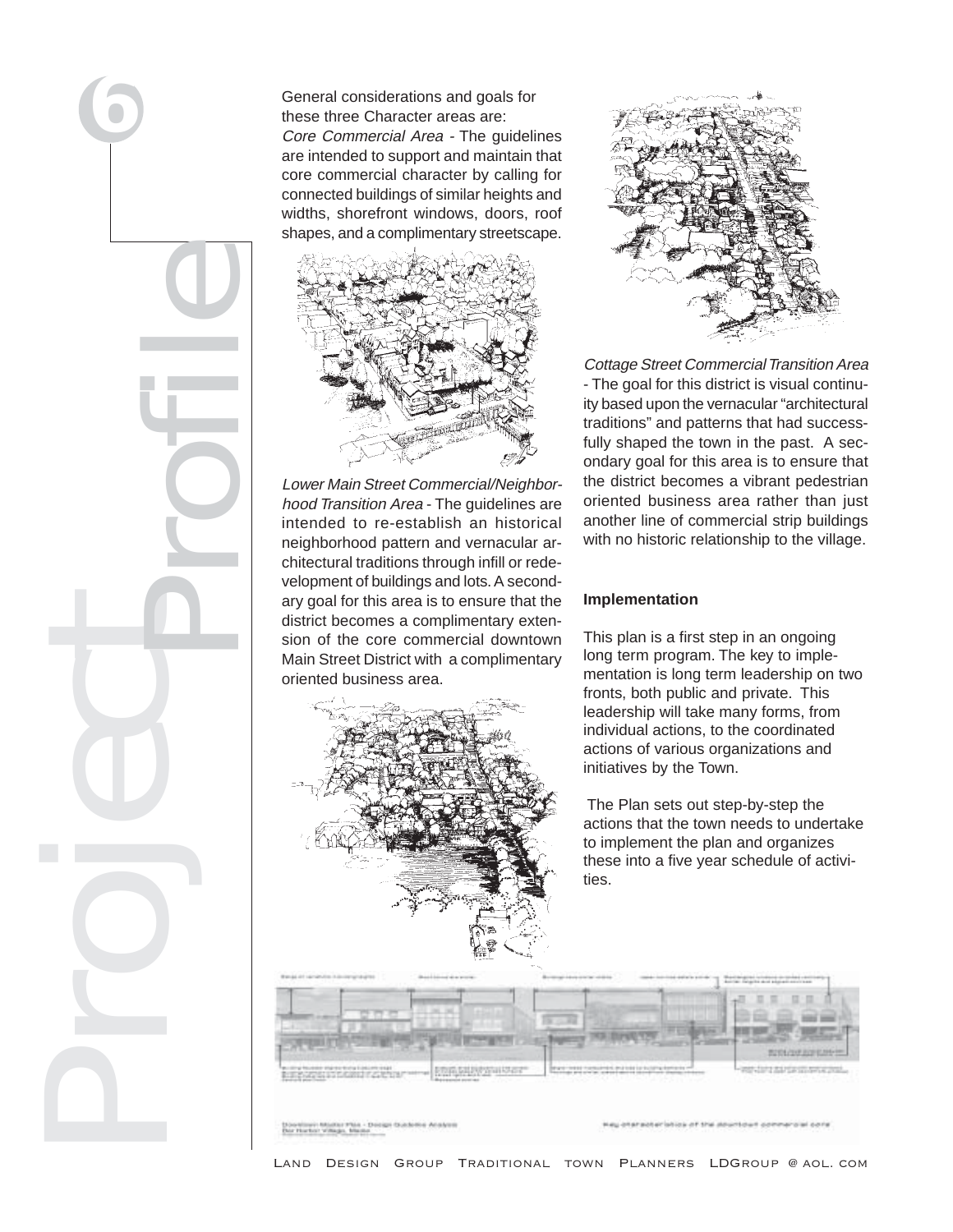General considerations and goals for these three Character areas are:

*Core Commercial Area* - The guidelines are intended to support and maintain that core commercial character by calling for connected buildings of similar heights and widths, shorefront windows, doors, roof shapes, and a complimentary streetscape.

*Lower Main Street Commercial/Neighborhood Transition Area* - The guidelines are intended to re-establish an historical neighborhood pattern and vernacular architectural traditions through infill or redevelopment of buildings and lots. A secondary goal for this area is to ensure that the district becomes a complimentary extension of the core commercial downtown Main Street District with a complimentary oriented business area.

*Cottage Street Commercial Transition Area* - The goal for this district is visual continuity based upon the vernacular "architectural traditions" and patterns that had successfully shaped the town in the past. A secondary goal for this area is to ensure that the district becomes a vibrant pedestrian oriented business area rather than just another line of commercial strip buildings with no historic relationship to the village.

**Implementation**

This plan is a first step in an ongoing long term program. The key to implementation is long term leadership on two fronts, both public and private. This leadership will take many forms, from individual actions, to the coordinated actions of various organizations and initiatives by the Town.

The Plan sets out step-by-step the actions that the town needs to undertake to implement the plan and organizes these into a five year schedule of activities.